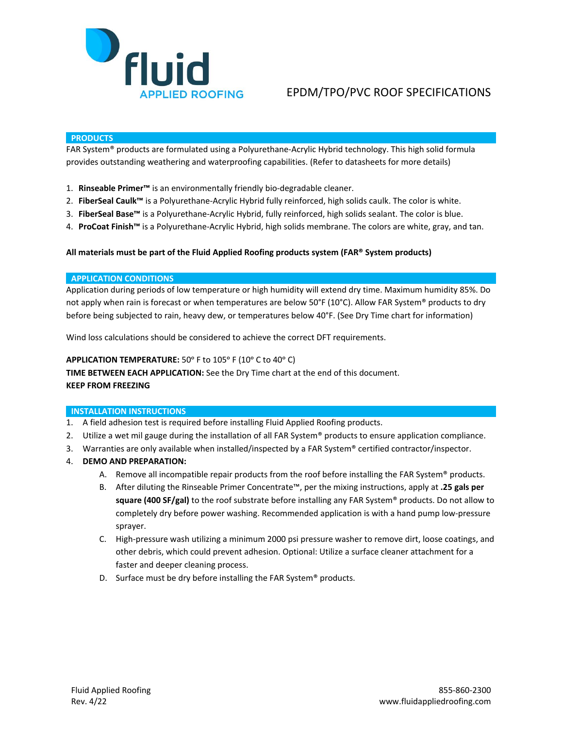# fluid APPLIED ROOFING

# EPDM/TPO/PVC ROOF SPECIFICATIONS

## PRODUCTS

FAR System® products are formulated using a Polyurethane-Acrylic Hybrid technology. This high solid formula provides outstanding weathering and waterproofing capabilities. (Refer to datasheets for more details)

1. **Rinseable Primer™** is an environmentally friendly bio-degradable cleaner.
2. **FiberSeal Caulk™** is a Polyurethane-Acrylic Hybrid fully reinforced, high solids caulk. The color is white.
3. **FiberSeal Base™** is a Polyurethane-Acrylic Hybrid, fully reinforced, high solids sealant. The color is blue.
4. **ProCoat Finish™** is a Polyurethane-Acrylic Hybrid, high solids membrane. The colors are white, gray, and tan.

**All materials must be part of the Fluid Applied Roofing products system (FAR® System products)**

## APPLICATION CONDITIONS

Application during periods of low temperature or high humidity will extend dry time. Maximum humidity 85%. Do not apply when rain is forecast or when temperatures are below 50°F (10°C). Allow FAR System® products to dry before being subjected to rain, heavy dew, or temperatures below 40°F. (See Dry Time chart for information)

Wind loss calculations should be considered to achieve the correct DFT requirements.

**APPLICATION TEMPERATURE:** 50° F to 105° F (10° C to 40° C)
**TIME BETWEEN EACH APPLICATION:** See the Dry Time chart at the end of this document.
**KEEP FROM FREEZING**

## INSTALLATION INSTRUCTIONS

1. A field adhesion test is required before installing Fluid Applied Roofing products.
2. Utilize a wet mil gauge during the installation of all FAR System® products to ensure application compliance.
3. Warranties are only available when installed/inspected by a FAR System® certified contractor/inspector.
4. **DEMO AND PREPARATION:**
   A. Remove all incompatible repair products from the roof before installing the FAR System® products.
   B. After diluting the Rinseable Primer Concentrate™, per the mixing instructions, apply at **.25 gals per square (400 SF/gal)** to the roof substrate before installing any FAR System® products. Do not allow to completely dry before power washing. Recommended application is with a hand pump low-pressure sprayer.
   C. High-pressure wash utilizing a minimum 2000 psi pressure washer to remove dirt, loose coatings, and other debris, which could prevent adhesion. Optional: Utilize a surface cleaner attachment for a faster and deeper cleaning process.
   D. Surface must be dry before installing the FAR System® products.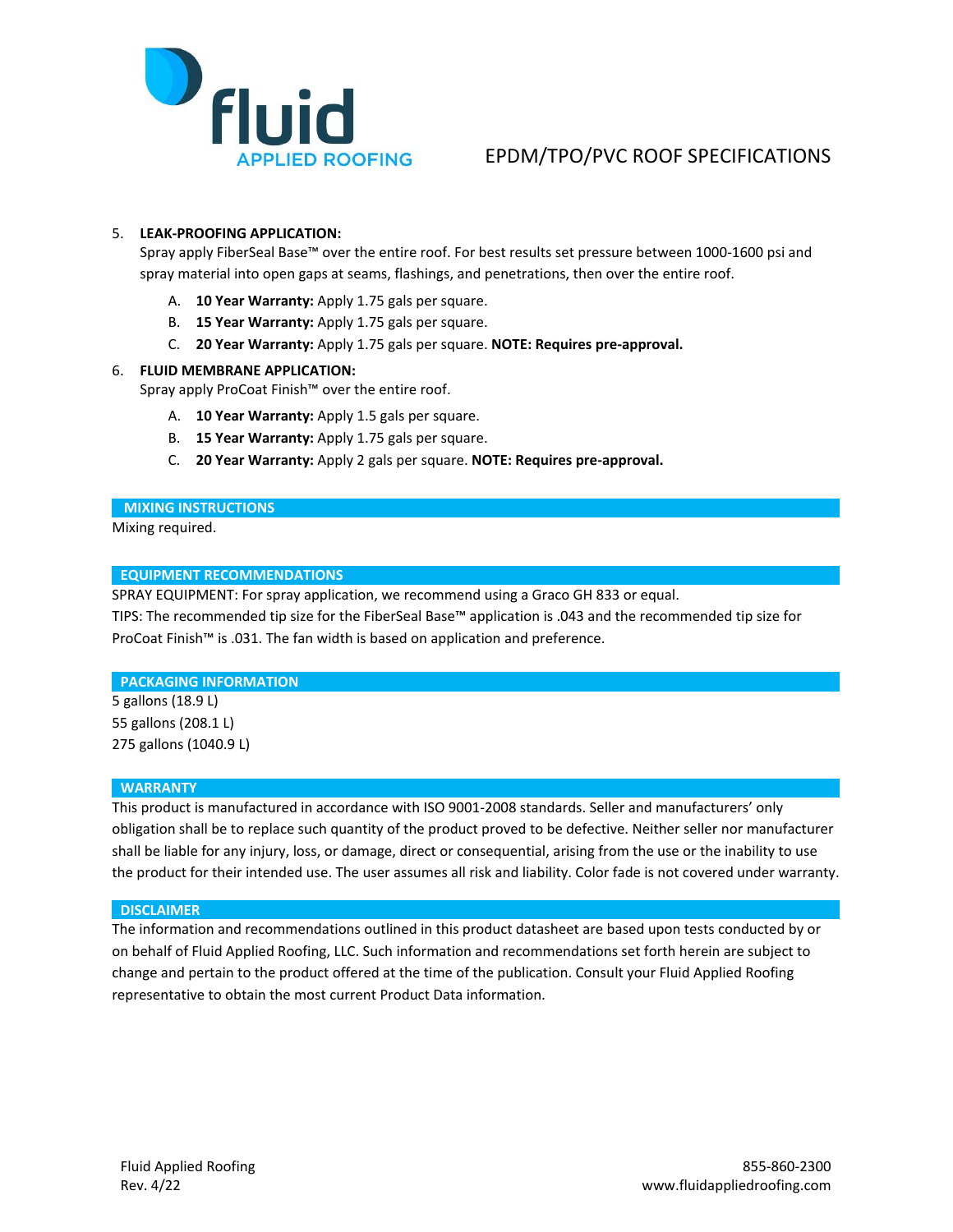5. **LEAK-PROOFING APPLICATION:**
   Spray apply FiberSeal Base™ over the entire roof. For best results set pressure between 1000-1600 psi and spray material into open gaps at seams, flashings, and penetrations, then over the entire roof.
   A. **10 Year Warranty:** Apply 1.75 gals per square.
   B. **15 Year Warranty:** Apply 1.75 gals per square.
   C. **20 Year Warranty:** Apply 1.75 gals per square. **NOTE: Requires pre-approval.**

6. **FLUID MEMBRANE APPLICATION:**
   Spray apply ProCoat Finish™ over the entire roof.
   A. **10 Year Warranty:** Apply 1.5 gals per square.
   B. **15 Year Warranty:** Apply 1.75 gals per square.
   C. **20 Year Warranty:** Apply 2 gals per square. **NOTE: Requires pre-approval.**

## MIXING INSTRUCTIONS

Mixing required.

## EQUIPMENT RECOMMENDATIONS

SPRAY EQUIPMENT: For spray application, we recommend using a Graco GH 833 or equal.
TIPS: The recommended tip size for the FiberSeal Base™ application is .043 and the recommended tip size for ProCoat Finish™ is .031. The fan width is based on application and preference.

## PACKAGING INFORMATION

5 gallons (18.9 L)
55 gallons (208.1 L)
275 gallons (1040.9 L)

## WARRANTY

This product is manufactured in accordance with ISO 9001-2008 standards. Seller and manufacturers' only obligation shall be to replace such quantity of the product proved to be defective. Neither seller nor manufacturer shall be liable for any injury, loss, or damage, direct or consequential, arising from the use or the inability to use the product for their intended use. The user assumes all risk and liability. Color fade is not covered under warranty.

## DISCLAIMER

The information and recommendations outlined in this product datasheet are based upon tests conducted by or on behalf of Fluid Applied Roofing, LLC. Such information and recommendations set forth herein are subject to change and pertain to the product offered at the time of the publication. Consult your Fluid Applied Roofing representative to obtain the most current Product Data information.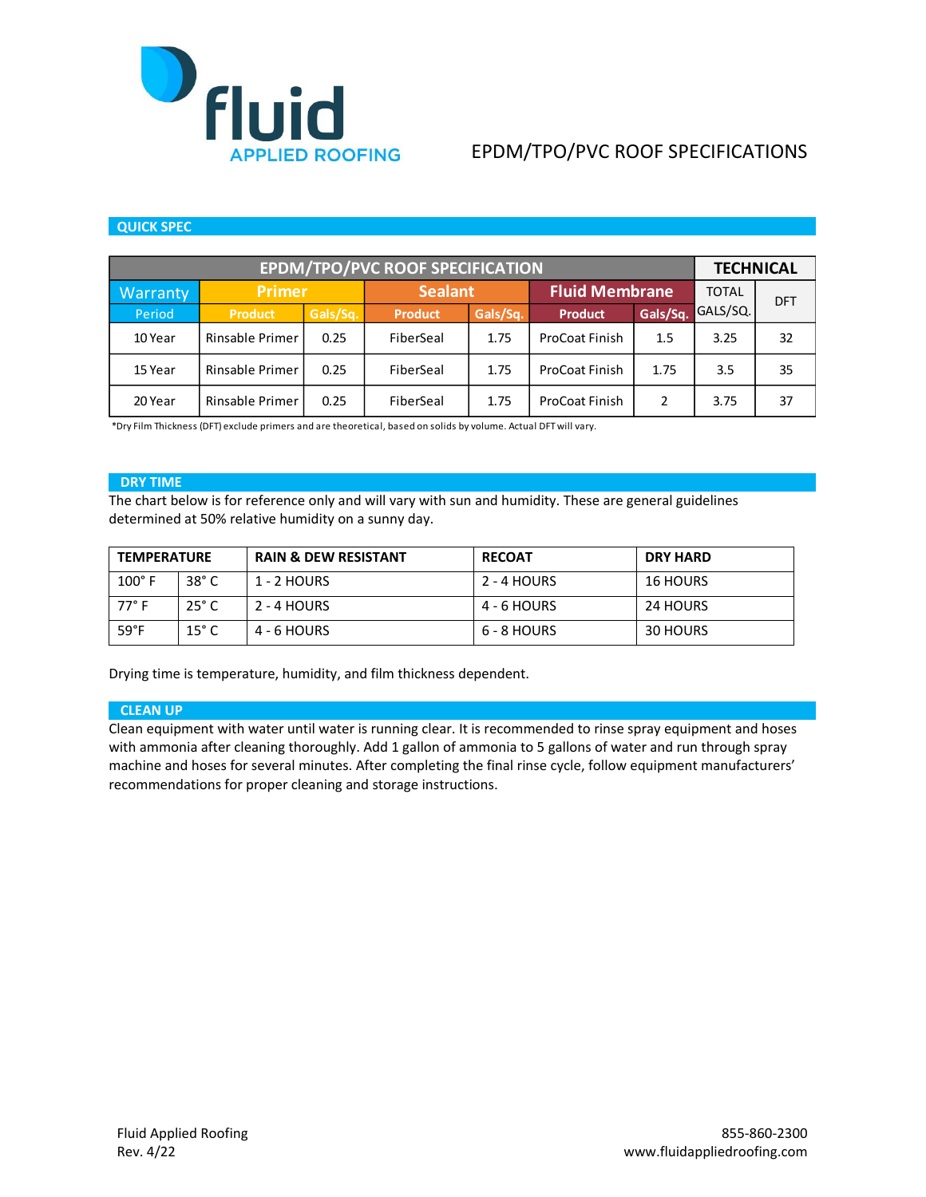fluid
APPLIED ROOFING

# EPDM/TPO/PVC ROOF SPECIFICATIONS

## QUICK SPEC

| EPDM/TPO/PVC ROOF SPECIFICATION | | | | | | | TECHNICAL | |
|---|---|---|---|---|---|---|---|---|
| Warranty | Primer | | Sealant | | Fluid Membrane | | TOTAL | DFT |
| Period | Product | Gals/Sq. | Product | Gals/Sq. | Product | Gals/Sq. | GALS/SQ. | |
| 10 Year | Rinsable Primer | 0.25 | FiberSeal | 1.75 | ProCoat Finish | 1.5 | 3.25 | 32 |
| 15 Year | Rinsable Primer | 0.25 | FiberSeal | 1.75 | ProCoat Finish | 1.75 | 3.5 | 35 |
| 20 Year | Rinsable Primer | 0.25 | FiberSeal | 1.75 | ProCoat Finish | 2 | 3.75 | 37 |

*Dry Film Thickness (DFT) exclude primers and are theoretical, based on solids by volume. Actual DFT will vary.

## DRY TIME

The chart below is for reference only and will vary with sun and humidity. These are general guidelines determined at 50% relative humidity on a sunny day.

| TEMPERATURE | | RAIN & DEW RESISTANT | RECOAT | DRY HARD |
|---|---|---|---|---|
| 100° F | 38° C | 1 - 2 HOURS | 2 - 4 HOURS | 16 HOURS |
| 77° F | 25° C | 2 - 4 HOURS | 4 - 6 HOURS | 24 HOURS |
| 59°F | 15° C | 4 - 6 HOURS | 6 - 8 HOURS | 30 HOURS |

Drying time is temperature, humidity, and film thickness dependent.

## CLEAN UP

Clean equipment with water until water is running clear. It is recommended to rinse spray equipment and hoses with ammonia after cleaning thoroughly. Add 1 gallon of ammonia to 5 gallons of water and run through spray machine and hoses for several minutes. After completing the final rinse cycle, follow equipment manufacturers' recommendations for proper cleaning and storage instructions.

Fluid Applied Roofing
Rev. 4/22

855-860-2300
www.fluidappliedroofing.com